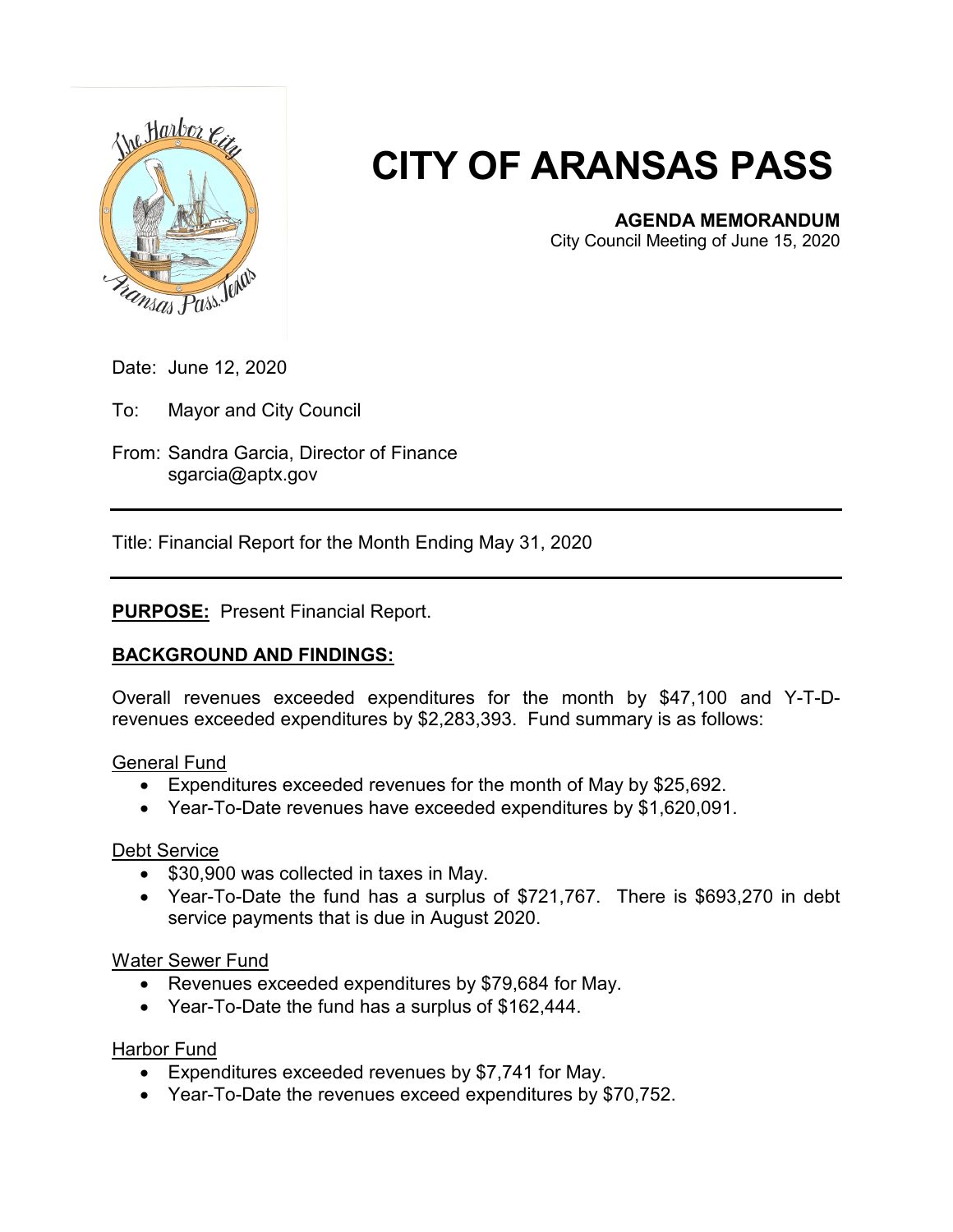# CITY OF ARANSAS PASS

**AGENDA MEMORANDUM**
City Council Meeting of June 15, 2020

Date: June 12, 2020

To: Mayor and City Council

From: Sandra Garcia, Director of Finance
sgarcia@aptx.gov

---

Title: Financial Report for the Month Ending May 31, 2020

---

**PURPOSE:** Present Financial Report.

**BACKGROUND AND FINDINGS:**

Overall revenues exceeded expenditures for the month by $47,100 and Y-T-D-revenues exceeded expenditures by $2,283,393. Fund summary is as follows:

General Fund

- Expenditures exceeded revenues for the month of May by $25,692.
- Year-To-Date revenues have exceeded expenditures by $1,620,091.

Debt Service

- $30,900 was collected in taxes in May.
- Year-To-Date the fund has a surplus of $721,767. There is $693,270 in debt service payments that is due in August 2020.

Water Sewer Fund

- Revenues exceeded expenditures by $79,684 for May.
- Year-To-Date the fund has a surplus of $162,444.

Harbor Fund

- Expenditures exceeded revenues by $7,741 for May.
- Year-To-Date the revenues exceed expenditures by $70,752.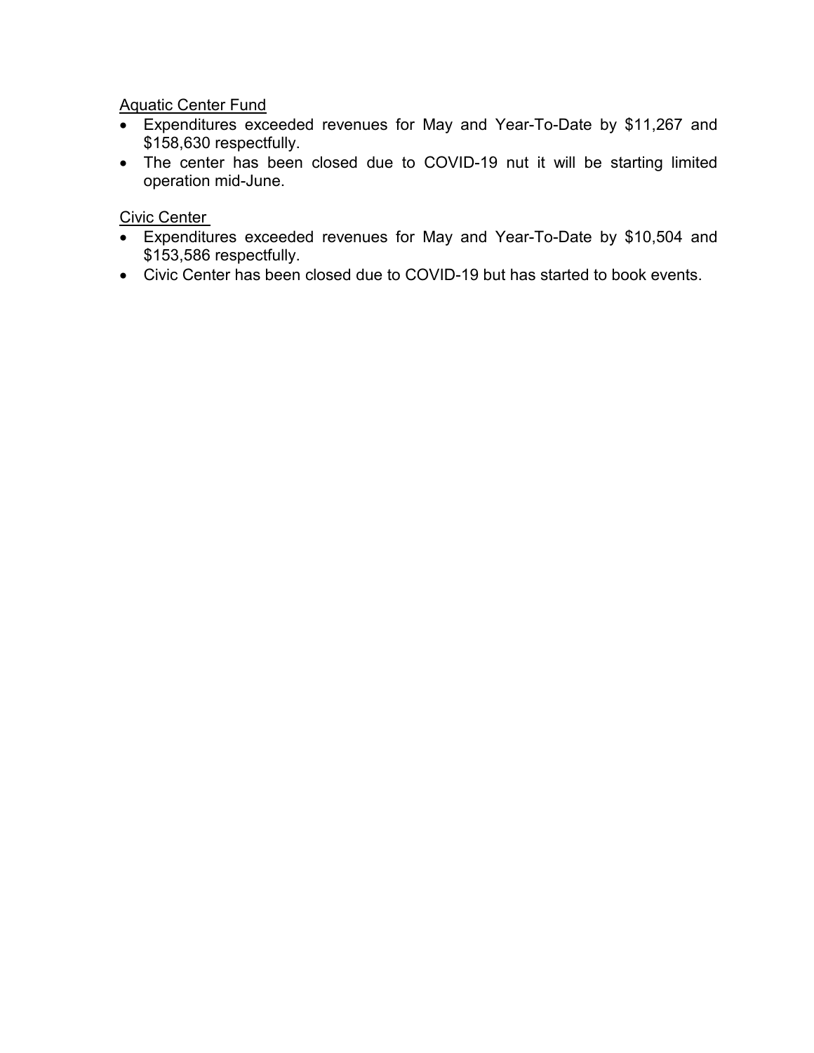Aquatic Center Fund

- Expenditures exceeded revenues for May and Year-To-Date by $11,267 and $158,630 respectfully.
- The center has been closed due to COVID-19 nut it will be starting limited operation mid-June.

Civic Center

- Expenditures exceeded revenues for May and Year-To-Date by $10,504 and $153,586 respectfully.
- Civic Center has been closed due to COVID-19 but has started to book events.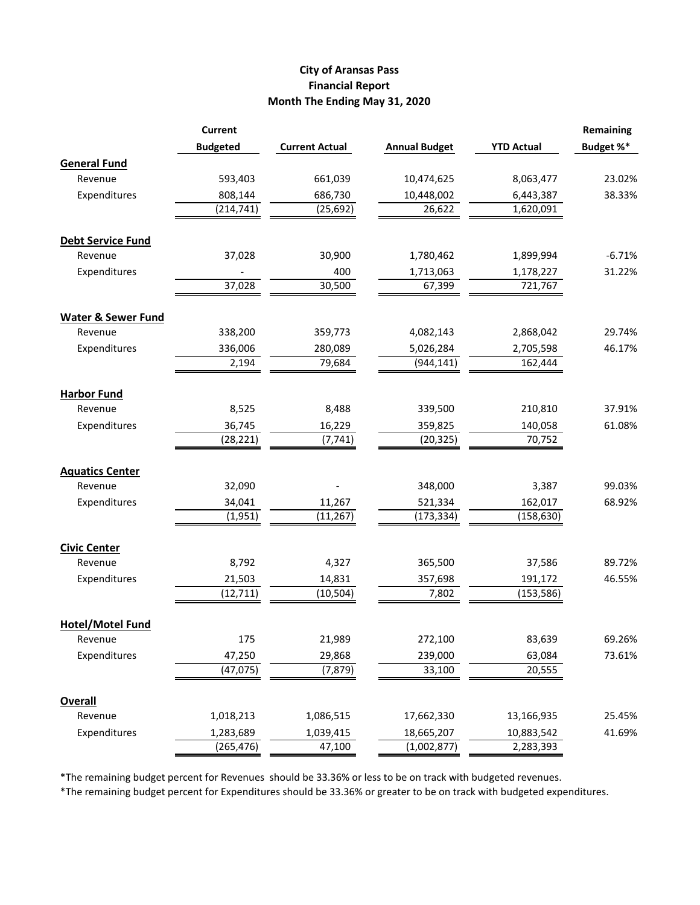# City of Aransas Pass
## Financial Report
### Month The Ending May 31, 2020

| | Current Budgeted | Current Actual | Annual Budget | YTD Actual | Remaining Budget %* |
|---|---|---|---|---|---|
| **General Fund** | | | | | |
| Revenue | 593,403 | 661,039 | 10,474,625 | 8,063,477 | 23.02% |
| Expenditures | 808,144 | 686,730 | 10,448,002 | 6,443,387 | 38.33% |
| | (214,741) | (25,692) | 26,622 | 1,620,091 | |
| **Debt Service Fund** | | | | | |
| Revenue | 37,028 | 30,900 | 1,780,462 | 1,899,994 | -6.71% |
| Expenditures | - | 400 | 1,713,063 | 1,178,227 | 31.22% |
| | 37,028 | 30,500 | 67,399 | 721,767 | |
| **Water & Sewer Fund** | | | | | |
| Revenue | 338,200 | 359,773 | 4,082,143 | 2,868,042 | 29.74% |
| Expenditures | 336,006 | 280,089 | 5,026,284 | 2,705,598 | 46.17% |
| | 2,194 | 79,684 | (944,141) | 162,444 | |
| **Harbor Fund** | | | | | |
| Revenue | 8,525 | 8,488 | 339,500 | 210,810 | 37.91% |
| Expenditures | 36,745 | 16,229 | 359,825 | 140,058 | 61.08% |
| | (28,221) | (7,741) | (20,325) | 70,752 | |
| **Aquatics Center** | | | | | |
| Revenue | 32,090 | - | 348,000 | 3,387 | 99.03% |
| Expenditures | 34,041 | 11,267 | 521,334 | 162,017 | 68.92% |
| | (1,951) | (11,267) | (173,334) | (158,630) | |
| **Civic Center** | | | | | |
| Revenue | 8,792 | 4,327 | 365,500 | 37,586 | 89.72% |
| Expenditures | 21,503 | 14,831 | 357,698 | 191,172 | 46.55% |
| | (12,711) | (10,504) | 7,802 | (153,586) | |
| **Hotel/Motel Fund** | | | | | |
| Revenue | 175 | 21,989 | 272,100 | 83,639 | 69.26% |
| Expenditures | 47,250 | 29,868 | 239,000 | 63,084 | 73.61% |
| | (47,075) | (7,879) | 33,100 | 20,555 | |
| **Overall** | | | | | |
| Revenue | 1,018,213 | 1,086,515 | 17,662,330 | 13,166,935 | 25.45% |
| Expenditures | 1,283,689 | 1,039,415 | 18,665,207 | 10,883,542 | 41.69% |
| | (265,476) | 47,100 | (1,002,877) | 2,283,393 | |

*The remaining budget percent for Revenues should be 33.36% or less to be on track with budgeted revenues.

*The remaining budget percent for Expenditures should be 33.36% or greater to be on track with budgeted expenditures.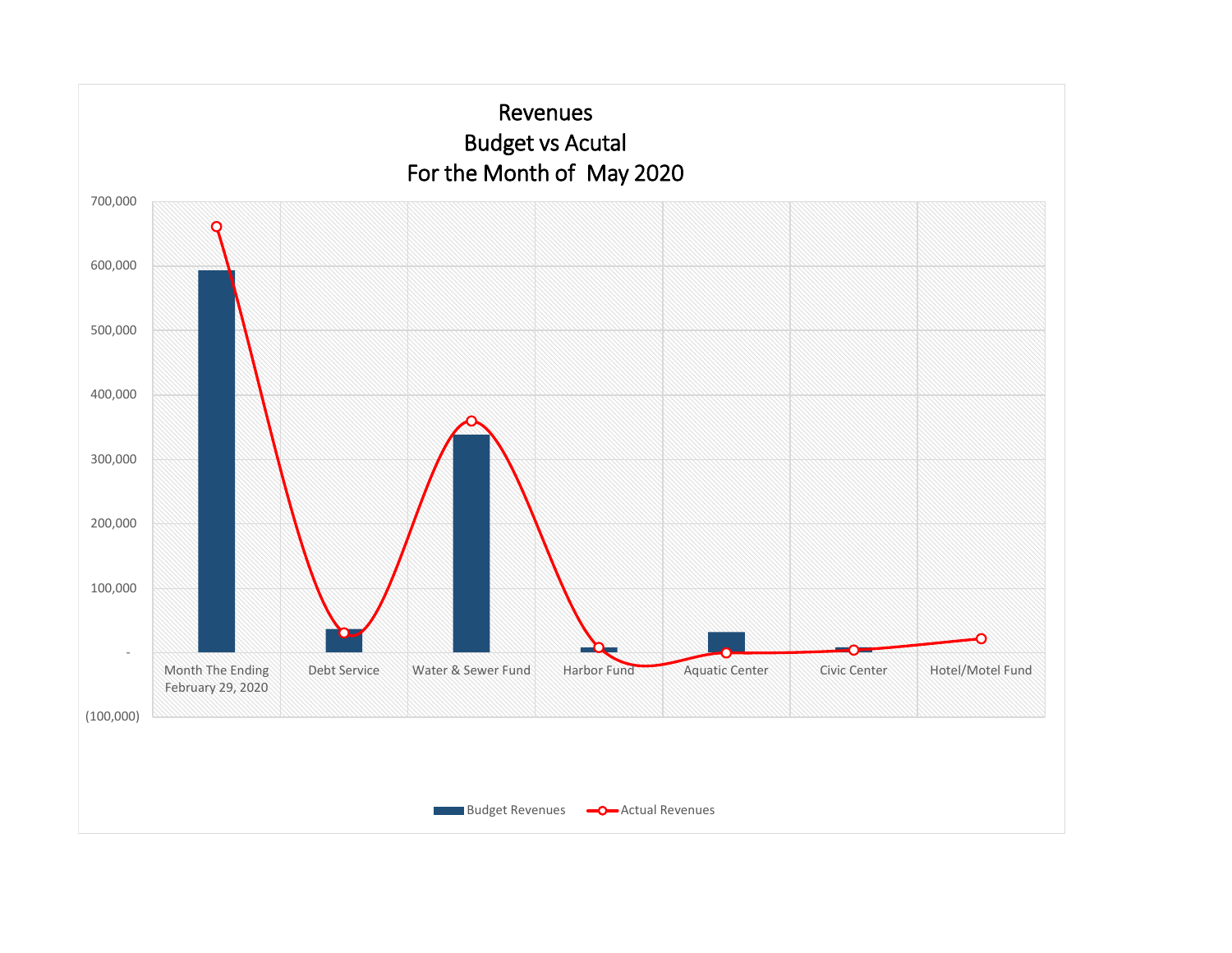# Revenues
## Budget vs Acutal
## For the Month of May 2020

700,000
600,000
500,000
400,000
300,000
200,000
100,000
-
(100,000)

Month The Ending February 29, 2020 | Debt Service | Water & Sewer Fund | Harbor Fund | Aquatic Center | Civic Center | Hotel/Motel Fund

Budget Revenues | Actual Revenues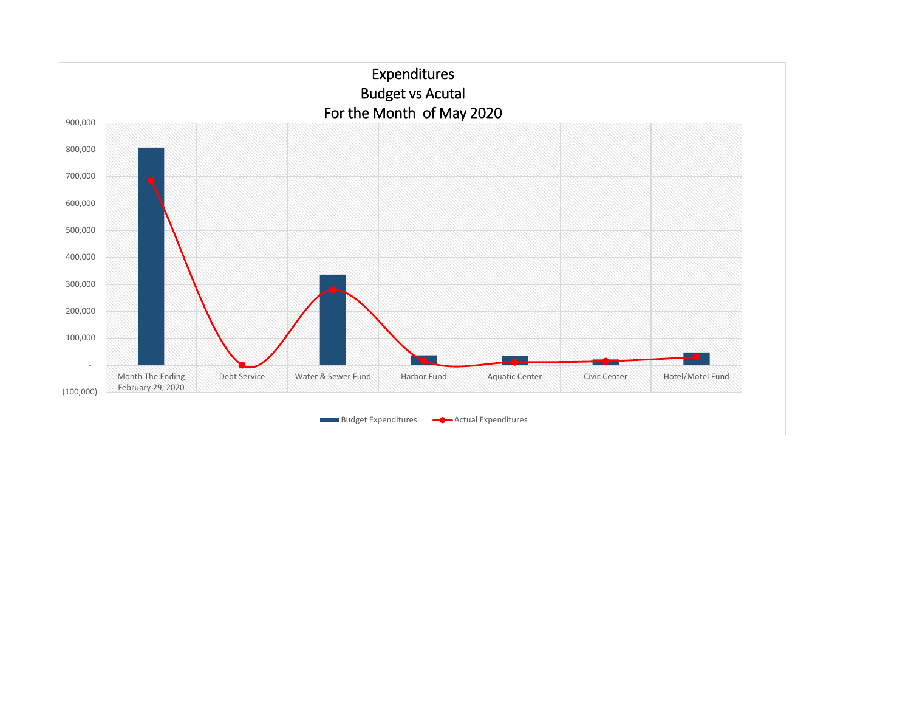# Expenditures
## Budget vs Acutal
## For the Month of May 2020

900,000
800,000
700,000
600,000
500,000
400,000
300,000
200,000
100,000
-
(100,000)

Month The Ending February 29, 2020 | Debt Service | Water & Sewer Fund | Harbor Fund | Aquatic Center | Civic Center | Hotel/Motel Fund

Budget Expenditures — Actual Expenditures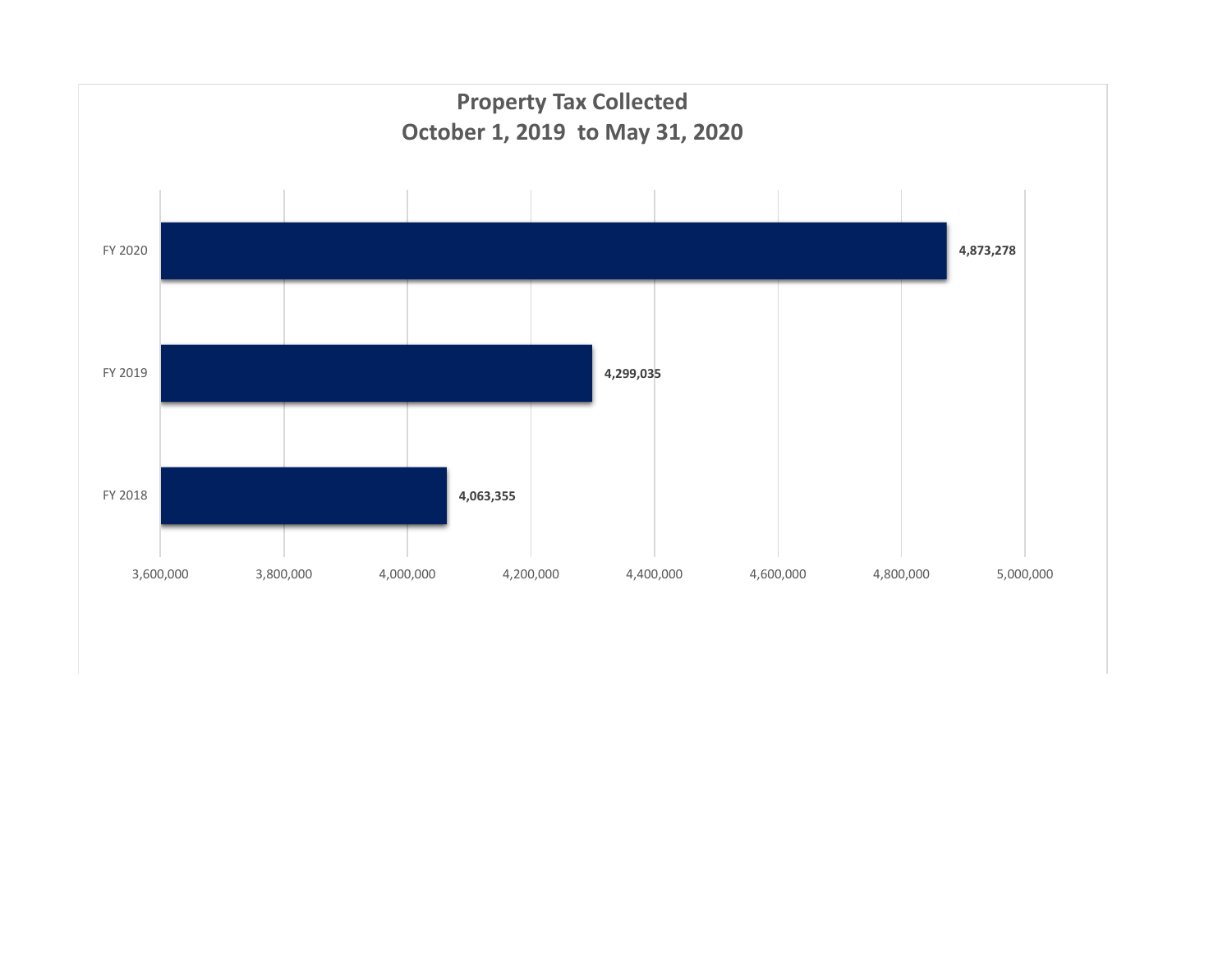## Property Tax Collected
## October 1, 2019 to May 31, 2020

| Fiscal Year | Property Tax Collected |
|---|---|
| FY 2020 | 4,873,278 |
| FY 2019 | 4,299,035 |
| FY 2018 | 4,063,355 |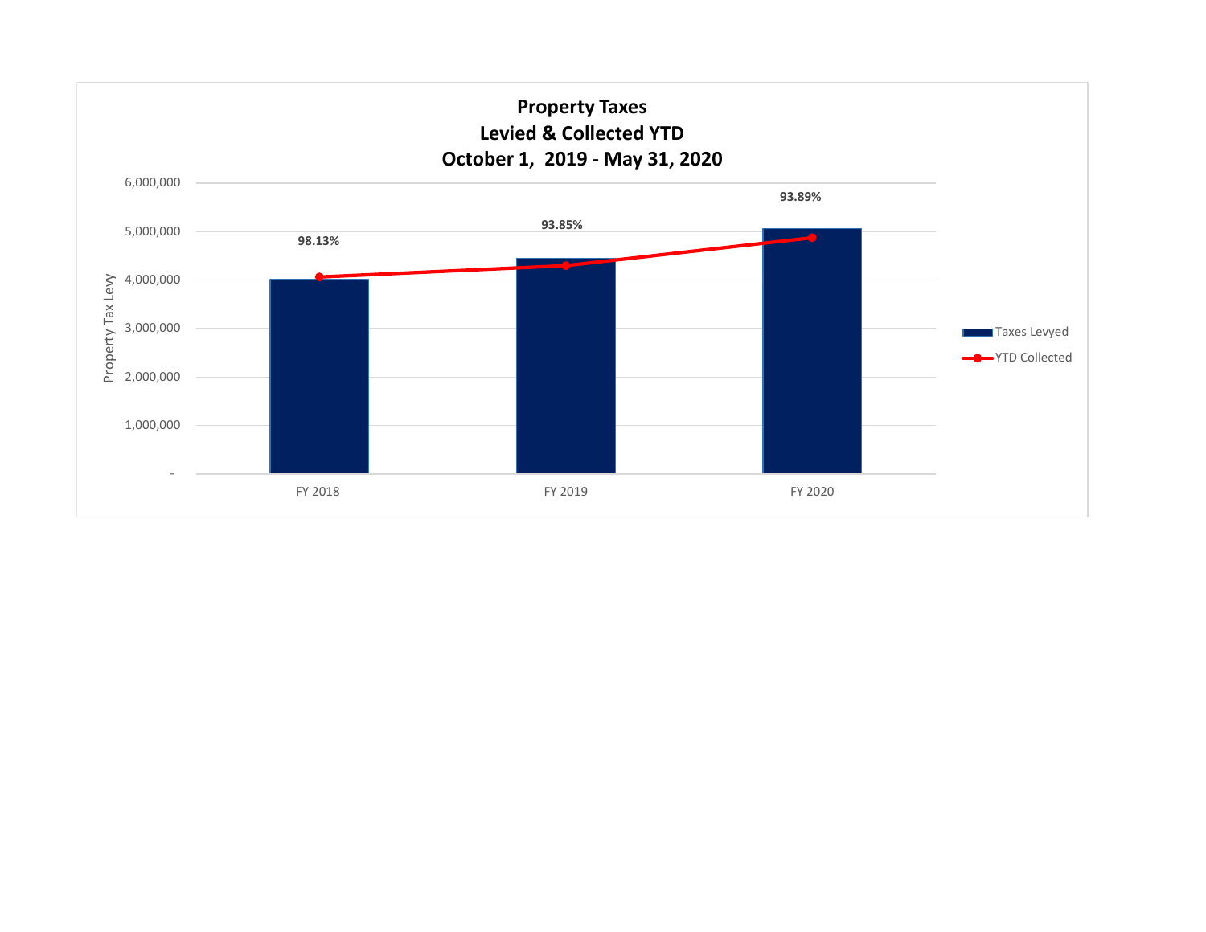# Property Taxes
## Levied & Collected YTD
## October 1, 2019 - May 31, 2020

| | FY 2018 | FY 2019 | FY 2020 |
|---|---|---|---|
| Collection % | 98.13% | 93.85% | 93.89% |

Property Tax Levy

6,000,000
5,000,000
4,000,000
3,000,000
2,000,000
1,000,000
-

FY 2018 FY 2019 FY 2020

Taxes Levyed
YTD Collected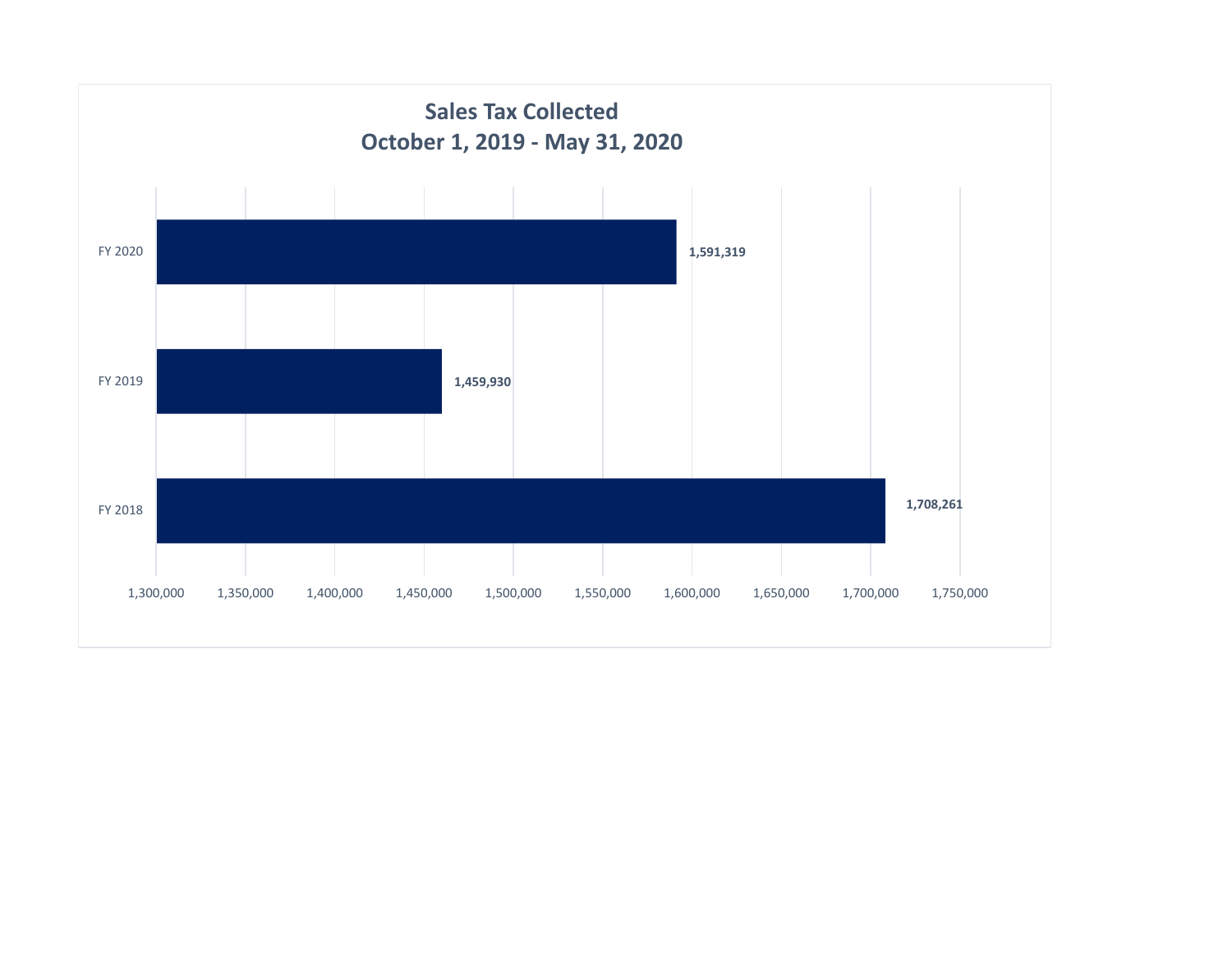## Sales Tax Collected
## October 1, 2019 - May 31, 2020

| Fiscal Year | Sales Tax Collected |
|---|---|
| FY 2020 | 1,591,319 |
| FY 2019 | 1,459,930 |
| FY 2018 | 1,708,261 |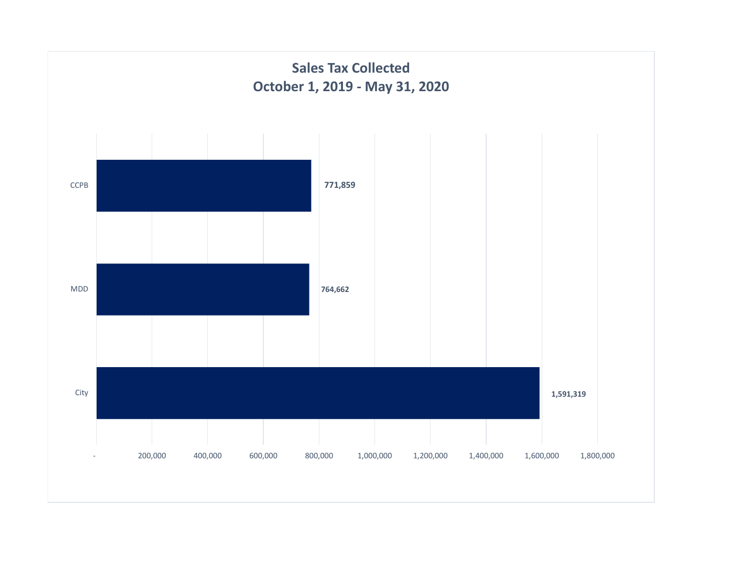## Sales Tax Collected
## October 1, 2019 - May 31, 2020

CCPB
771,859

MDD
764,662

City
1,591,319

- 200,000 400,000 600,000 800,000 1,000,000 1,200,000 1,400,000 1,600,000 1,800,000